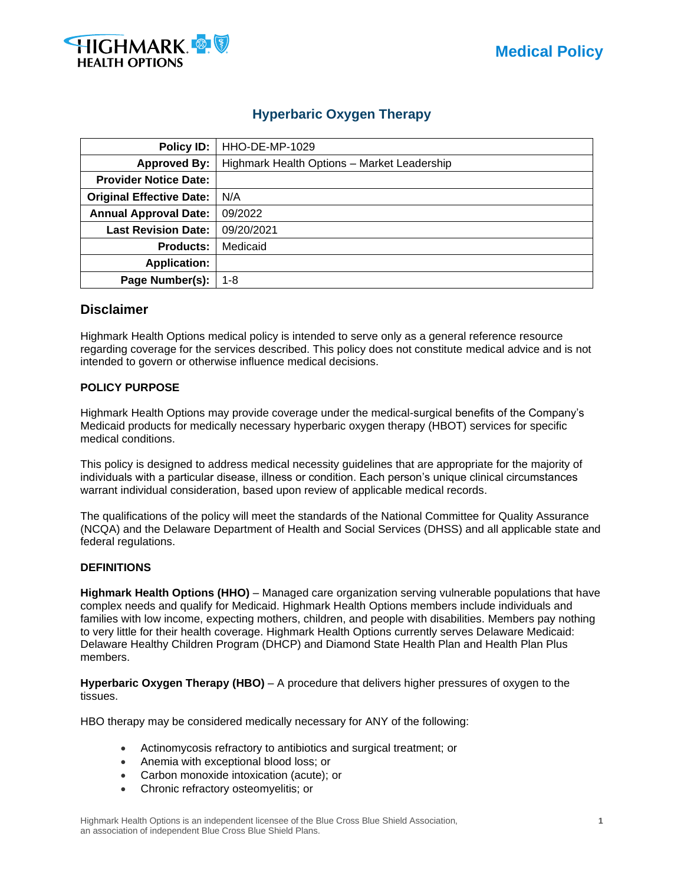Medical Policy

# Hyperbaric Oxygen Therapy

| | |
|---:|---|
| **Policy ID:** | HHO-DE-MP-1029 |
| **Approved By:** | Highmark Health Options – Market Leadership |
| **Provider Notice Date:** | |
| **Original Effective Date:** | N/A |
| **Annual Approval Date:** | 09/2022 |
| **Last Revision Date:** | 09/20/2021 |
| **Products:** | Medicaid |
| **Application:** | |
| **Page Number(s):** | 1-8 |

## Disclaimer

Highmark Health Options medical policy is intended to serve only as a general reference resource regarding coverage for the services described. This policy does not constitute medical advice and is not intended to govern or otherwise influence medical decisions.

**POLICY PURPOSE**

Highmark Health Options may provide coverage under the medical-surgical benefits of the Company's Medicaid products for medically necessary hyperbaric oxygen therapy (HBOT) services for specific medical conditions.

This policy is designed to address medical necessity guidelines that are appropriate for the majority of individuals with a particular disease, illness or condition. Each person's unique clinical circumstances warrant individual consideration, based upon review of applicable medical records.

The qualifications of the policy will meet the standards of the National Committee for Quality Assurance (NCQA) and the Delaware Department of Health and Social Services (DHSS) and all applicable state and federal regulations.

**DEFINITIONS**

**Highmark Health Options (HHO)** – Managed care organization serving vulnerable populations that have complex needs and qualify for Medicaid. Highmark Health Options members include individuals and families with low income, expecting mothers, children, and people with disabilities. Members pay nothing to very little for their health coverage. Highmark Health Options currently serves Delaware Medicaid: Delaware Healthy Children Program (DHCP) and Diamond State Health Plan and Health Plan Plus members.

**Hyperbaric Oxygen Therapy (HBO)** – A procedure that delivers higher pressures of oxygen to the tissues.

HBO therapy may be considered medically necessary for ANY of the following:

- Actinomycosis refractory to antibiotics and surgical treatment; or
- Anemia with exceptional blood loss; or
- Carbon monoxide intoxication (acute); or
- Chronic refractory osteomyelitis; or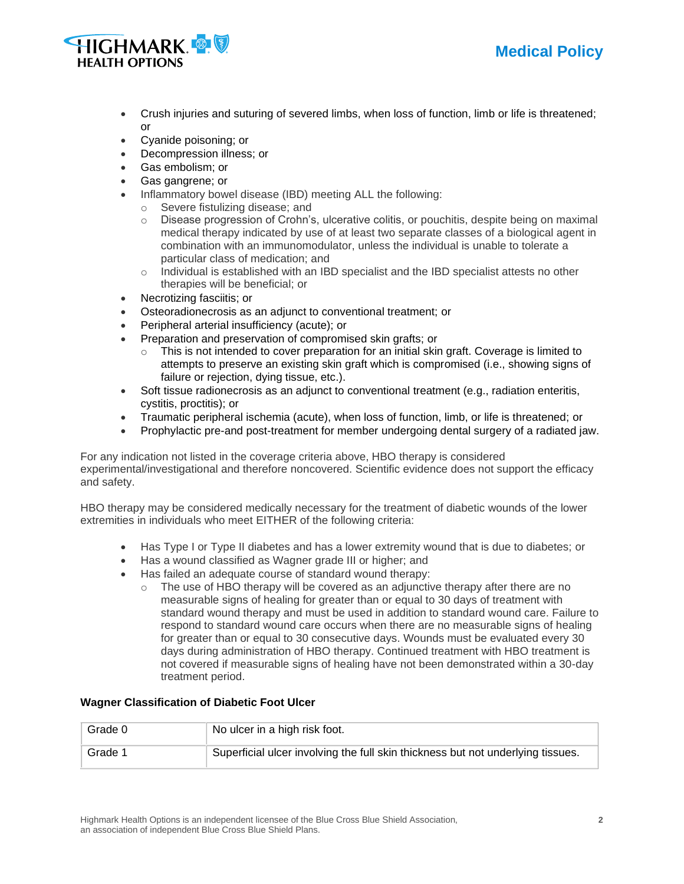- Crush injuries and suturing of severed limbs, when loss of function, limb or life is threatened; or
- Cyanide poisoning; or
- Decompression illness; or
- Gas embolism; or
- Gas gangrene; or
- Inflammatory bowel disease (IBD) meeting ALL the following:
  - Severe fistulizing disease; and
  - Disease progression of Crohn's, ulcerative colitis, or pouchitis, despite being on maximal medical therapy indicated by use of at least two separate classes of a biological agent in combination with an immunomodulator, unless the individual is unable to tolerate a particular class of medication; and
  - Individual is established with an IBD specialist and the IBD specialist attests no other therapies will be beneficial; or
- Necrotizing fasciitis; or
- Osteoradionecrosis as an adjunct to conventional treatment; or
- Peripheral arterial insufficiency (acute); or
- Preparation and preservation of compromised skin grafts; or
  - This is not intended to cover preparation for an initial skin graft. Coverage is limited to attempts to preserve an existing skin graft which is compromised (i.e., showing signs of failure or rejection, dying tissue, etc.).
- Soft tissue radionecrosis as an adjunct to conventional treatment (e.g., radiation enteritis, cystitis, proctitis); or
- Traumatic peripheral ischemia (acute), when loss of function, limb, or life is threatened; or
- Prophylactic pre-and post-treatment for member undergoing dental surgery of a radiated jaw.

For any indication not listed in the coverage criteria above, HBO therapy is considered experimental/investigational and therefore noncovered. Scientific evidence does not support the efficacy and safety.

HBO therapy may be considered medically necessary for the treatment of diabetic wounds of the lower extremities in individuals who meet EITHER of the following criteria:

- Has Type I or Type II diabetes and has a lower extremity wound that is due to diabetes; or
- Has a wound classified as Wagner grade III or higher; and
- Has failed an adequate course of standard wound therapy:
  - The use of HBO therapy will be covered as an adjunctive therapy after there are no measurable signs of healing for greater than or equal to 30 days of treatment with standard wound therapy and must be used in addition to standard wound care. Failure to respond to standard wound care occurs when there are no measurable signs of healing for greater than or equal to 30 consecutive days. Wounds must be evaluated every 30 days during administration of HBO therapy. Continued treatment with HBO treatment is not covered if measurable signs of healing have not been demonstrated within a 30-day treatment period.

**Wagner Classification of Diabetic Foot Ulcer**

| | |
|---|---|
| Grade 0 | No ulcer in a high risk foot. |
| Grade 1 | Superficial ulcer involving the full skin thickness but not underlying tissues. |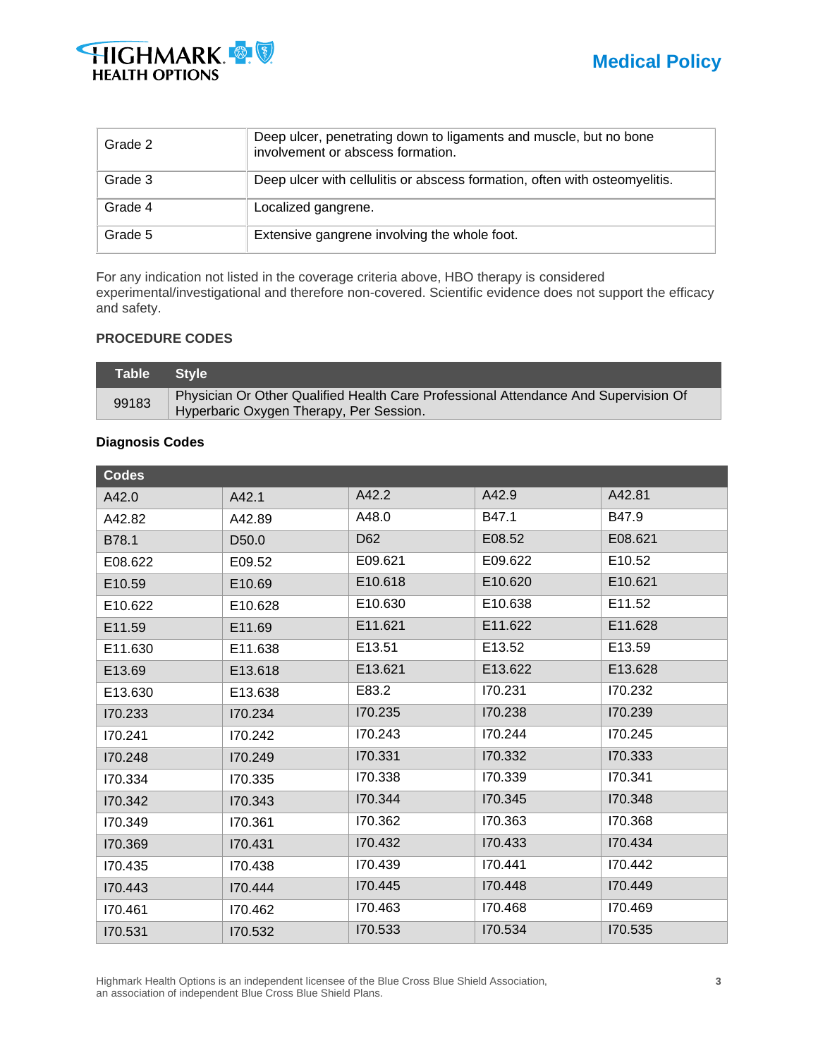| Grade 2 | Deep ulcer, penetrating down to ligaments and muscle, but no bone involvement or abscess formation. |
|---|---|
| Grade 3 | Deep ulcer with cellulitis or abscess formation, often with osteomyelitis. |
| Grade 4 | Localized gangrene. |
| Grade 5 | Extensive gangrene involving the whole foot. |

For any indication not listed in the coverage criteria above, HBO therapy is considered experimental/investigational and therefore non-covered. Scientific evidence does not support the efficacy and safety.

**PROCEDURE CODES**

| Table | Style |
|---|---|
| 99183 | Physician Or Other Qualified Health Care Professional Attendance And Supervision Of Hyperbaric Oxygen Therapy, Per Session. |

**Diagnosis Codes**

| Codes | | | | |
|---|---|---|---|---|
| A42.0 | A42.1 | A42.2 | A42.9 | A42.81 |
| A42.82 | A42.89 | A48.0 | B47.1 | B47.9 |
| B78.1 | D50.0 | D62 | E08.52 | E08.621 |
| E08.622 | E09.52 | E09.621 | E09.622 | E10.52 |
| E10.59 | E10.69 | E10.618 | E10.620 | E10.621 |
| E10.622 | E10.628 | E10.630 | E10.638 | E11.52 |
| E11.59 | E11.69 | E11.621 | E11.622 | E11.628 |
| E11.630 | E11.638 | E13.51 | E13.52 | E13.59 |
| E13.69 | E13.618 | E13.621 | E13.622 | E13.628 |
| E13.630 | E13.638 | E83.2 | I70.231 | I70.232 |
| I70.233 | I70.234 | I70.235 | I70.238 | I70.239 |
| I70.241 | I70.242 | I70.243 | I70.244 | I70.245 |
| I70.248 | I70.249 | I70.331 | I70.332 | I70.333 |
| I70.334 | I70.335 | I70.338 | I70.339 | I70.341 |
| I70.342 | I70.343 | I70.344 | I70.345 | I70.348 |
| I70.349 | I70.361 | I70.362 | I70.363 | I70.368 |
| I70.369 | I70.431 | I70.432 | I70.433 | I70.434 |
| I70.435 | I70.438 | I70.439 | I70.441 | I70.442 |
| I70.443 | I70.444 | I70.445 | I70.448 | I70.449 |
| I70.461 | I70.462 | I70.463 | I70.468 | I70.469 |
| I70.531 | I70.532 | I70.533 | I70.534 | I70.535 |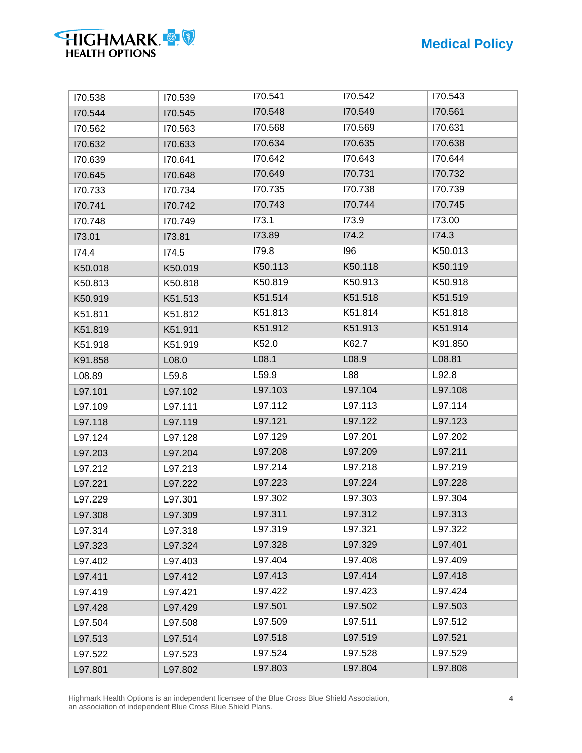| | | | | |
|---|---|---|---|---|
| I70.538 | I70.539 | I70.541 | I70.542 | I70.543 |
| I70.544 | I70.545 | I70.548 | I70.549 | I70.561 |
| I70.562 | I70.563 | I70.568 | I70.569 | I70.631 |
| I70.632 | I70.633 | I70.634 | I70.635 | I70.638 |
| I70.639 | I70.641 | I70.642 | I70.643 | I70.644 |
| I70.645 | I70.648 | I70.649 | I70.731 | I70.732 |
| I70.733 | I70.734 | I70.735 | I70.738 | I70.739 |
| I70.741 | I70.742 | I70.743 | I70.744 | I70.745 |
| I70.748 | I70.749 | I73.1 | I73.9 | I73.00 |
| I73.01 | I73.81 | I73.89 | I74.2 | I74.3 |
| I74.4 | I74.5 | I79.8 | I96 | K50.013 |
| K50.018 | K50.019 | K50.113 | K50.118 | K50.119 |
| K50.813 | K50.818 | K50.819 | K50.913 | K50.918 |
| K50.919 | K51.513 | K51.514 | K51.518 | K51.519 |
| K51.811 | K51.812 | K51.813 | K51.814 | K51.818 |
| K51.819 | K51.911 | K51.912 | K51.913 | K51.914 |
| K51.918 | K51.919 | K52.0 | K62.7 | K91.850 |
| K91.858 | L08.0 | L08.1 | L08.9 | L08.81 |
| L08.89 | L59.8 | L59.9 | L88 | L92.8 |
| L97.101 | L97.102 | L97.103 | L97.104 | L97.108 |
| L97.109 | L97.111 | L97.112 | L97.113 | L97.114 |
| L97.118 | L97.119 | L97.121 | L97.122 | L97.123 |
| L97.124 | L97.128 | L97.129 | L97.201 | L97.202 |
| L97.203 | L97.204 | L97.208 | L97.209 | L97.211 |
| L97.212 | L97.213 | L97.214 | L97.218 | L97.219 |
| L97.221 | L97.222 | L97.223 | L97.224 | L97.228 |
| L97.229 | L97.301 | L97.302 | L97.303 | L97.304 |
| L97.308 | L97.309 | L97.311 | L97.312 | L97.313 |
| L97.314 | L97.318 | L97.319 | L97.321 | L97.322 |
| L97.323 | L97.324 | L97.328 | L97.329 | L97.401 |
| L97.402 | L97.403 | L97.404 | L97.408 | L97.409 |
| L97.411 | L97.412 | L97.413 | L97.414 | L97.418 |
| L97.419 | L97.421 | L97.422 | L97.423 | L97.424 |
| L97.428 | L97.429 | L97.501 | L97.502 | L97.503 |
| L97.504 | L97.508 | L97.509 | L97.511 | L97.512 |
| L97.513 | L97.514 | L97.518 | L97.519 | L97.521 |
| L97.522 | L97.523 | L97.524 | L97.528 | L97.529 |
| L97.801 | L97.802 | L97.803 | L97.804 | L97.808 |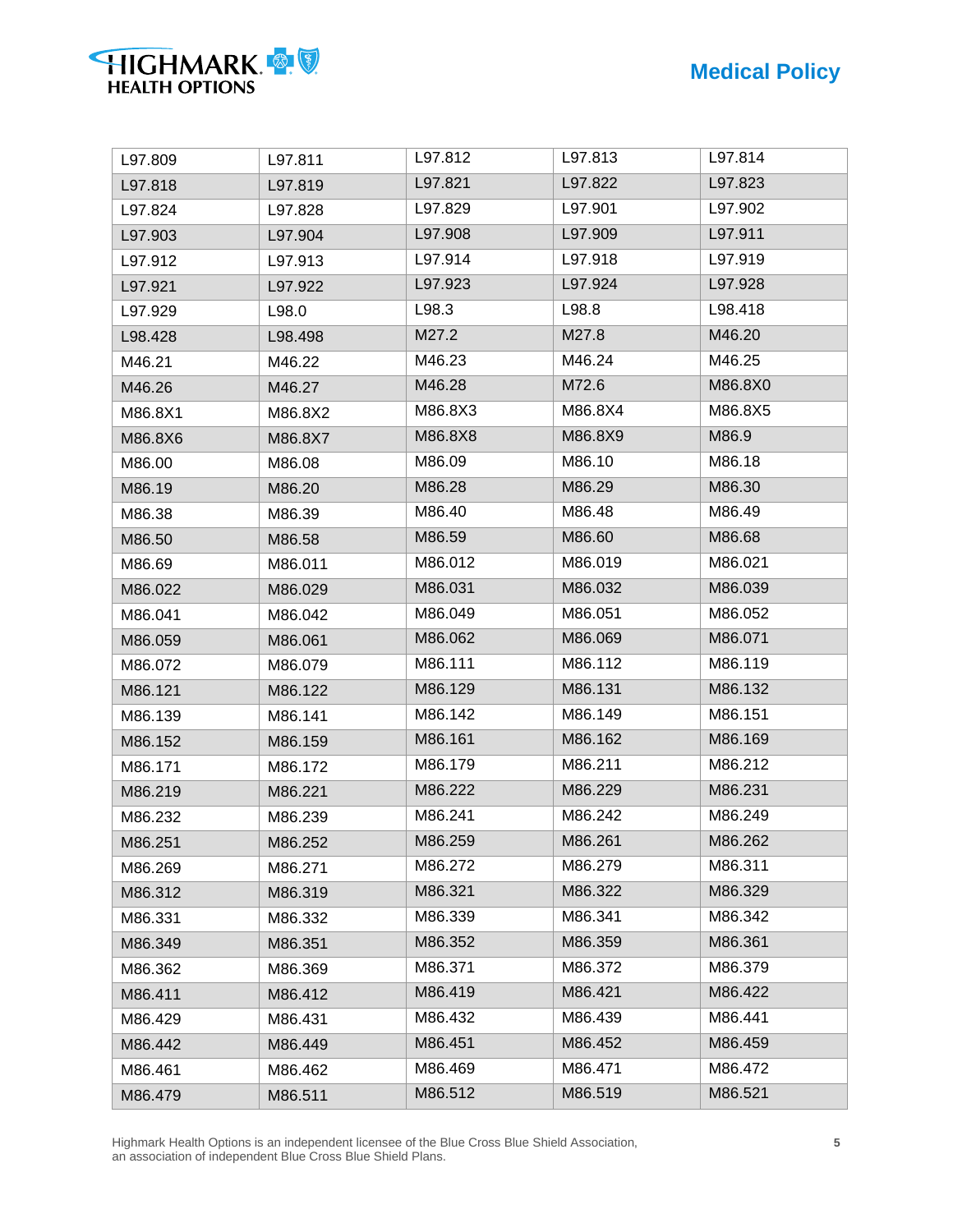| L97.809 | L97.811 | L97.812 | L97.813 | L97.814 |
|---|---|---|---|---|
| L97.818 | L97.819 | L97.821 | L97.822 | L97.823 |
| L97.824 | L97.828 | L97.829 | L97.901 | L97.902 |
| L97.903 | L97.904 | L97.908 | L97.909 | L97.911 |
| L97.912 | L97.913 | L97.914 | L97.918 | L97.919 |
| L97.921 | L97.922 | L97.923 | L97.924 | L97.928 |
| L97.929 | L98.0 | L98.3 | L98.8 | L98.418 |
| L98.428 | L98.498 | M27.2 | M27.8 | M46.20 |
| M46.21 | M46.22 | M46.23 | M46.24 | M46.25 |
| M46.26 | M46.27 | M46.28 | M72.6 | M86.8X0 |
| M86.8X1 | M86.8X2 | M86.8X3 | M86.8X4 | M86.8X5 |
| M86.8X6 | M86.8X7 | M86.8X8 | M86.8X9 | M86.9 |
| M86.00 | M86.08 | M86.09 | M86.10 | M86.18 |
| M86.19 | M86.20 | M86.28 | M86.29 | M86.30 |
| M86.38 | M86.39 | M86.40 | M86.48 | M86.49 |
| M86.50 | M86.58 | M86.59 | M86.60 | M86.68 |
| M86.69 | M86.011 | M86.012 | M86.019 | M86.021 |
| M86.022 | M86.029 | M86.031 | M86.032 | M86.039 |
| M86.041 | M86.042 | M86.049 | M86.051 | M86.052 |
| M86.059 | M86.061 | M86.062 | M86.069 | M86.071 |
| M86.072 | M86.079 | M86.111 | M86.112 | M86.119 |
| M86.121 | M86.122 | M86.129 | M86.131 | M86.132 |
| M86.139 | M86.141 | M86.142 | M86.149 | M86.151 |
| M86.152 | M86.159 | M86.161 | M86.162 | M86.169 |
| M86.171 | M86.172 | M86.179 | M86.211 | M86.212 |
| M86.219 | M86.221 | M86.222 | M86.229 | M86.231 |
| M86.232 | M86.239 | M86.241 | M86.242 | M86.249 |
| M86.251 | M86.252 | M86.259 | M86.261 | M86.262 |
| M86.269 | M86.271 | M86.272 | M86.279 | M86.311 |
| M86.312 | M86.319 | M86.321 | M86.322 | M86.329 |
| M86.331 | M86.332 | M86.339 | M86.341 | M86.342 |
| M86.349 | M86.351 | M86.352 | M86.359 | M86.361 |
| M86.362 | M86.369 | M86.371 | M86.372 | M86.379 |
| M86.411 | M86.412 | M86.419 | M86.421 | M86.422 |
| M86.429 | M86.431 | M86.432 | M86.439 | M86.441 |
| M86.442 | M86.449 | M86.451 | M86.452 | M86.459 |
| M86.461 | M86.462 | M86.469 | M86.471 | M86.472 |
| M86.479 | M86.511 | M86.512 | M86.519 | M86.521 |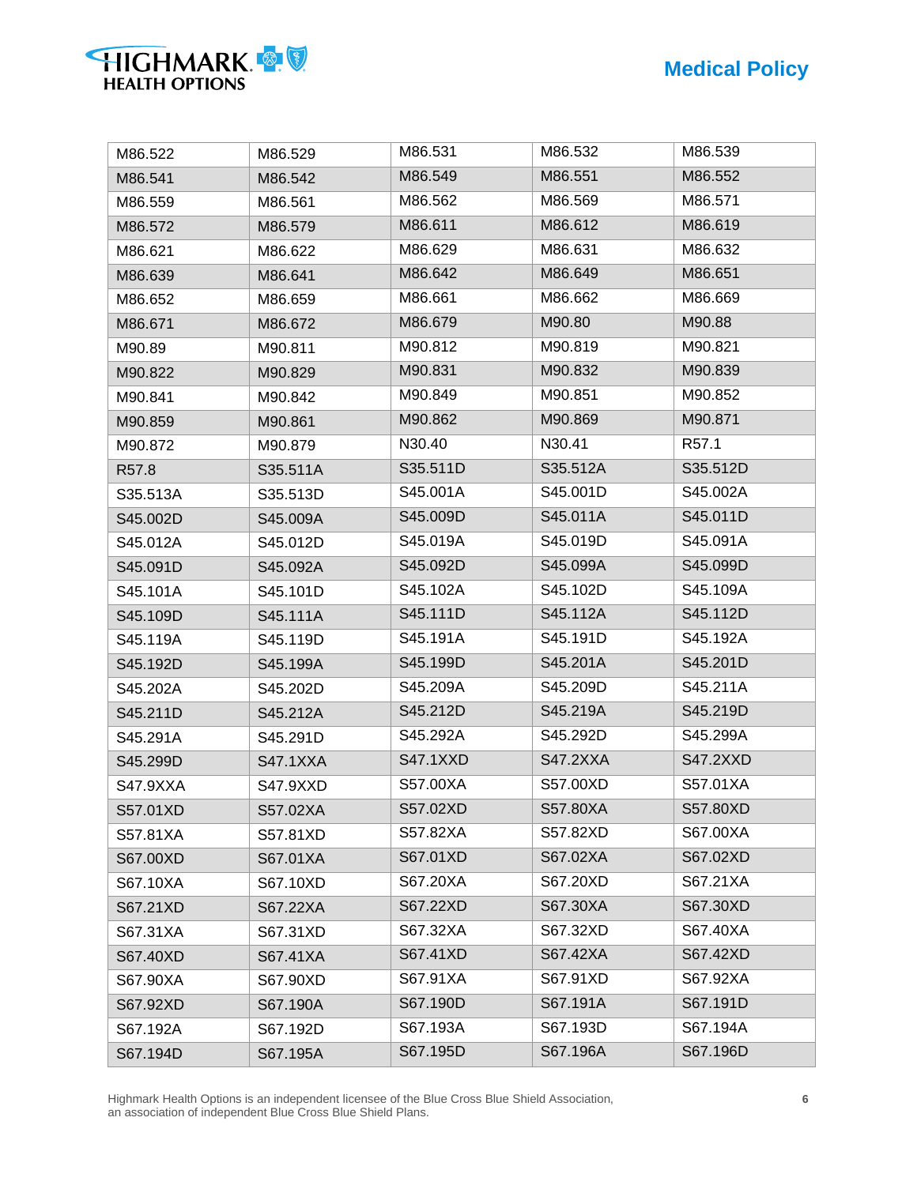| M86.522 | M86.529 | M86.531 | M86.532 | M86.539 |
|---|---|---|---|---|
| M86.541 | M86.542 | M86.549 | M86.551 | M86.552 |
| M86.559 | M86.561 | M86.562 | M86.569 | M86.571 |
| M86.572 | M86.579 | M86.611 | M86.612 | M86.619 |
| M86.621 | M86.622 | M86.629 | M86.631 | M86.632 |
| M86.639 | M86.641 | M86.642 | M86.649 | M86.651 |
| M86.652 | M86.659 | M86.661 | M86.662 | M86.669 |
| M86.671 | M86.672 | M86.679 | M90.80 | M90.88 |
| M90.89 | M90.811 | M90.812 | M90.819 | M90.821 |
| M90.822 | M90.829 | M90.831 | M90.832 | M90.839 |
| M90.841 | M90.842 | M90.849 | M90.851 | M90.852 |
| M90.859 | M90.861 | M90.862 | M90.869 | M90.871 |
| M90.872 | M90.879 | N30.40 | N30.41 | R57.1 |
| R57.8 | S35.511A | S35.511D | S35.512A | S35.512D |
| S35.513A | S35.513D | S45.001A | S45.001D | S45.002A |
| S45.002D | S45.009A | S45.009D | S45.011A | S45.011D |
| S45.012A | S45.012D | S45.019A | S45.019D | S45.091A |
| S45.091D | S45.092A | S45.092D | S45.099A | S45.099D |
| S45.101A | S45.101D | S45.102A | S45.102D | S45.109A |
| S45.109D | S45.111A | S45.111D | S45.112A | S45.112D |
| S45.119A | S45.119D | S45.191A | S45.191D | S45.192A |
| S45.192D | S45.199A | S45.199D | S45.201A | S45.201D |
| S45.202A | S45.202D | S45.209A | S45.209D | S45.211A |
| S45.211D | S45.212A | S45.212D | S45.219A | S45.219D |
| S45.291A | S45.291D | S45.292A | S45.292D | S45.299A |
| S45.299D | S47.1XXA | S47.1XXD | S47.2XXA | S47.2XXD |
| S47.9XXA | S47.9XXD | S57.00XA | S57.00XD | S57.01XA |
| S57.01XD | S57.02XA | S57.02XD | S57.80XA | S57.80XD |
| S57.81XA | S57.81XD | S57.82XA | S57.82XD | S67.00XA |
| S67.00XD | S67.01XA | S67.01XD | S67.02XA | S67.02XD |
| S67.10XA | S67.10XD | S67.20XA | S67.20XD | S67.21XA |
| S67.21XD | S67.22XA | S67.22XD | S67.30XA | S67.30XD |
| S67.31XA | S67.31XD | S67.32XA | S67.32XD | S67.40XA |
| S67.40XD | S67.41XA | S67.41XD | S67.42XA | S67.42XD |
| S67.90XA | S67.90XD | S67.91XA | S67.91XD | S67.92XA |
| S67.92XD | S67.190A | S67.190D | S67.191A | S67.191D |
| S67.192A | S67.192D | S67.193A | S67.193D | S67.194A |
| S67.194D | S67.195A | S67.195D | S67.196A | S67.196D |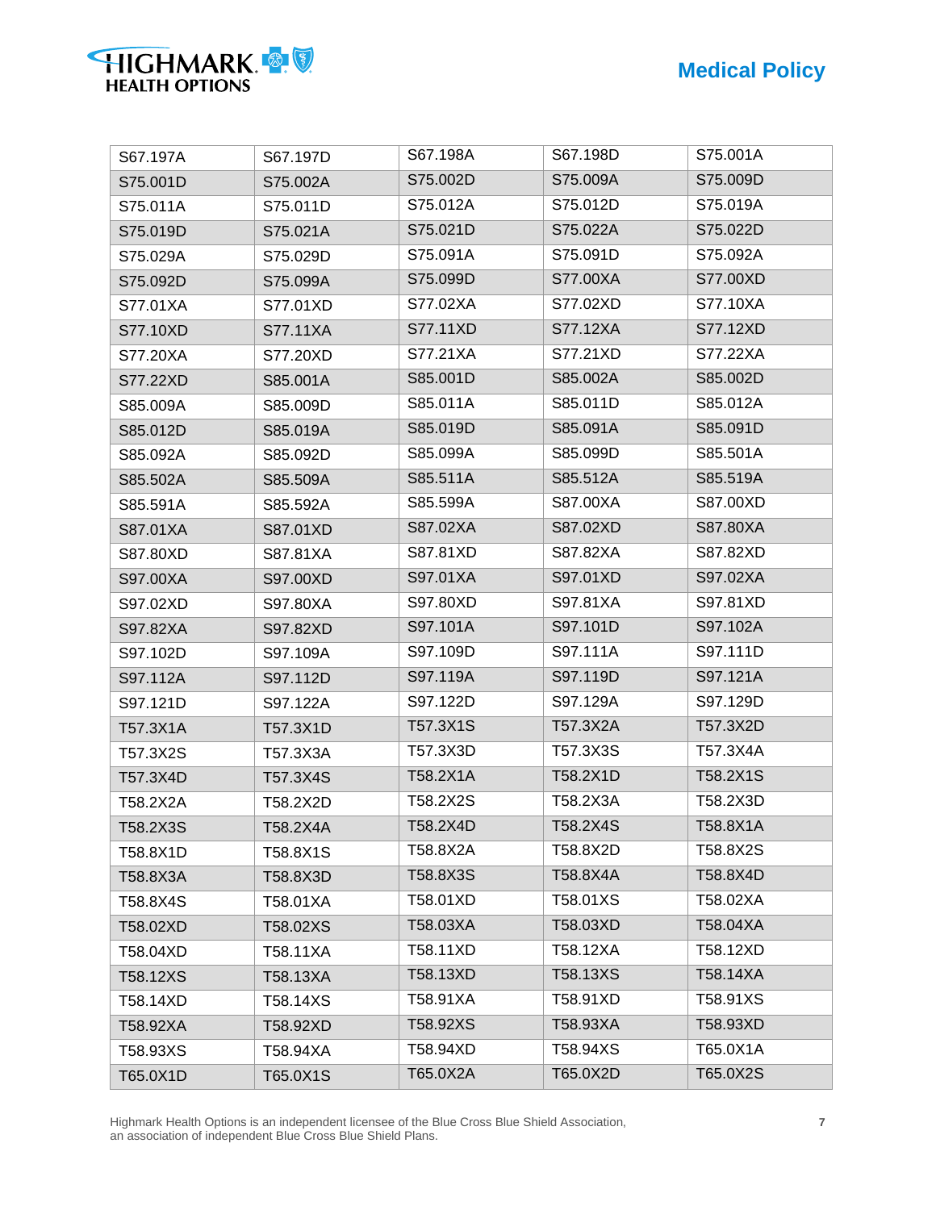| | | | | |
|---|---|---|---|---|
| S67.197A | S67.197D | S67.198A | S67.198D | S75.001A |
| S75.001D | S75.002A | S75.002D | S75.009A | S75.009D |
| S75.011A | S75.011D | S75.012A | S75.012D | S75.019A |
| S75.019D | S75.021A | S75.021D | S75.022A | S75.022D |
| S75.029A | S75.029D | S75.091A | S75.091D | S75.092A |
| S75.092D | S75.099A | S75.099D | S77.00XA | S77.00XD |
| S77.01XA | S77.01XD | S77.02XA | S77.02XD | S77.10XA |
| S77.10XD | S77.11XA | S77.11XD | S77.12XA | S77.12XD |
| S77.20XA | S77.20XD | S77.21XA | S77.21XD | S77.22XA |
| S77.22XD | S85.001A | S85.001D | S85.002A | S85.002D |
| S85.009A | S85.009D | S85.011A | S85.011D | S85.012A |
| S85.012D | S85.019A | S85.019D | S85.091A | S85.091D |
| S85.092A | S85.092D | S85.099A | S85.099D | S85.501A |
| S85.502A | S85.509A | S85.511A | S85.512A | S85.519A |
| S85.591A | S85.592A | S85.599A | S87.00XA | S87.00XD |
| S87.01XA | S87.01XD | S87.02XA | S87.02XD | S87.80XA |
| S87.80XD | S87.81XA | S87.81XD | S87.82XA | S87.82XD |
| S97.00XA | S97.00XD | S97.01XA | S97.01XD | S97.02XA |
| S97.02XD | S97.80XA | S97.80XD | S97.81XA | S97.81XD |
| S97.82XA | S97.82XD | S97.101A | S97.101D | S97.102A |
| S97.102D | S97.109A | S97.109D | S97.111A | S97.111D |
| S97.112A | S97.112D | S97.119A | S97.119D | S97.121A |
| S97.121D | S97.122A | S97.122D | S97.129A | S97.129D |
| T57.3X1A | T57.3X1D | T57.3X1S | T57.3X2A | T57.3X2D |
| T57.3X2S | T57.3X3A | T57.3X3D | T57.3X3S | T57.3X4A |
| T57.3X4D | T57.3X4S | T58.2X1A | T58.2X1D | T58.2X1S |
| T58.2X2A | T58.2X2D | T58.2X2S | T58.2X3A | T58.2X3D |
| T58.2X3S | T58.2X4A | T58.2X4D | T58.2X4S | T58.8X1A |
| T58.8X1D | T58.8X1S | T58.8X2A | T58.8X2D | T58.8X2S |
| T58.8X3A | T58.8X3D | T58.8X3S | T58.8X4A | T58.8X4D |
| T58.8X4S | T58.01XA | T58.01XD | T58.01XS | T58.02XA |
| T58.02XD | T58.02XS | T58.03XA | T58.03XD | T58.04XA |
| T58.04XD | T58.11XA | T58.11XD | T58.12XA | T58.12XD |
| T58.12XS | T58.13XA | T58.13XD | T58.13XS | T58.14XA |
| T58.14XD | T58.14XS | T58.91XA | T58.91XD | T58.91XS |
| T58.92XA | T58.92XD | T58.92XS | T58.93XA | T58.93XD |
| T58.93XS | T58.94XA | T58.94XD | T58.94XS | T65.0X1A |
| T65.0X1D | T65.0X1S | T65.0X2A | T65.0X2D | T65.0X2S |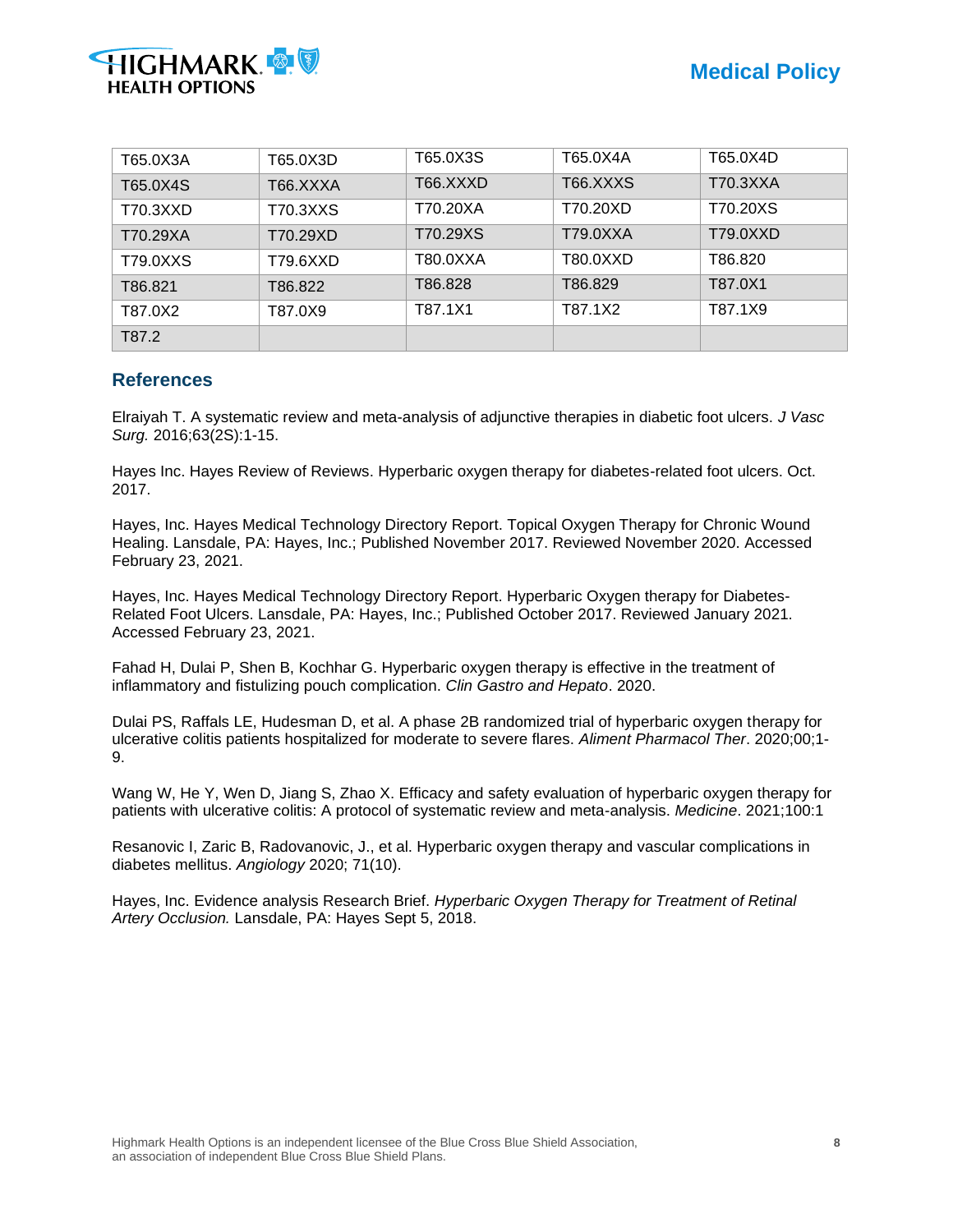| | | | | |
|---|---|---|---|---|
| T65.0X3A | T65.0X3D | T65.0X3S | T65.0X4A | T65.0X4D |
| T65.0X4S | T66.XXXA | T66.XXXD | T66.XXXS | T70.3XXA |
| T70.3XXD | T70.3XXS | T70.20XA | T70.20XD | T70.20XS |
| T70.29XA | T70.29XD | T70.29XS | T79.0XXA | T79.0XXD |
| T79.0XXS | T79.6XXD | T80.0XXA | T80.0XXD | T86.820 |
| T86.821 | T86.822 | T86.828 | T86.829 | T87.0X1 |
| T87.0X2 | T87.0X9 | T87.1X1 | T87.1X2 | T87.1X9 |
| T87.2 | | | | |

## References

Elraiyah T. A systematic review and meta-analysis of adjunctive therapies in diabetic foot ulcers. *J Vasc Surg.* 2016;63(2S):1-15.

Hayes Inc. Hayes Review of Reviews. Hyperbaric oxygen therapy for diabetes-related foot ulcers. Oct. 2017.

Hayes, Inc. Hayes Medical Technology Directory Report. Topical Oxygen Therapy for Chronic Wound Healing. Lansdale, PA: Hayes, Inc.; Published November 2017. Reviewed November 2020. Accessed February 23, 2021.

Hayes, Inc. Hayes Medical Technology Directory Report. Hyperbaric Oxygen therapy for Diabetes-Related Foot Ulcers. Lansdale, PA: Hayes, Inc.; Published October 2017. Reviewed January 2021. Accessed February 23, 2021.

Fahad H, Dulai P, Shen B, Kochhar G. Hyperbaric oxygen therapy is effective in the treatment of inflammatory and fistulizing pouch complication. *Clin Gastro and Hepato*. 2020.

Dulai PS, Raffals LE, Hudesman D, et al. A phase 2B randomized trial of hyperbaric oxygen therapy for ulcerative colitis patients hospitalized for moderate to severe flares. *Aliment Pharmacol Ther*. 2020;00;1-9.

Wang W, He Y, Wen D, Jiang S, Zhao X. Efficacy and safety evaluation of hyperbaric oxygen therapy for patients with ulcerative colitis: A protocol of systematic review and meta-analysis. *Medicine*. 2021;100:1

Resanovic I, Zaric B, Radovanovic, J., et al. Hyperbaric oxygen therapy and vascular complications in diabetes mellitus. *Angiology* 2020; 71(10).

Hayes, Inc. Evidence analysis Research Brief. *Hyperbaric Oxygen Therapy for Treatment of Retinal Artery Occlusion.* Lansdale, PA: Hayes Sept 5, 2018.